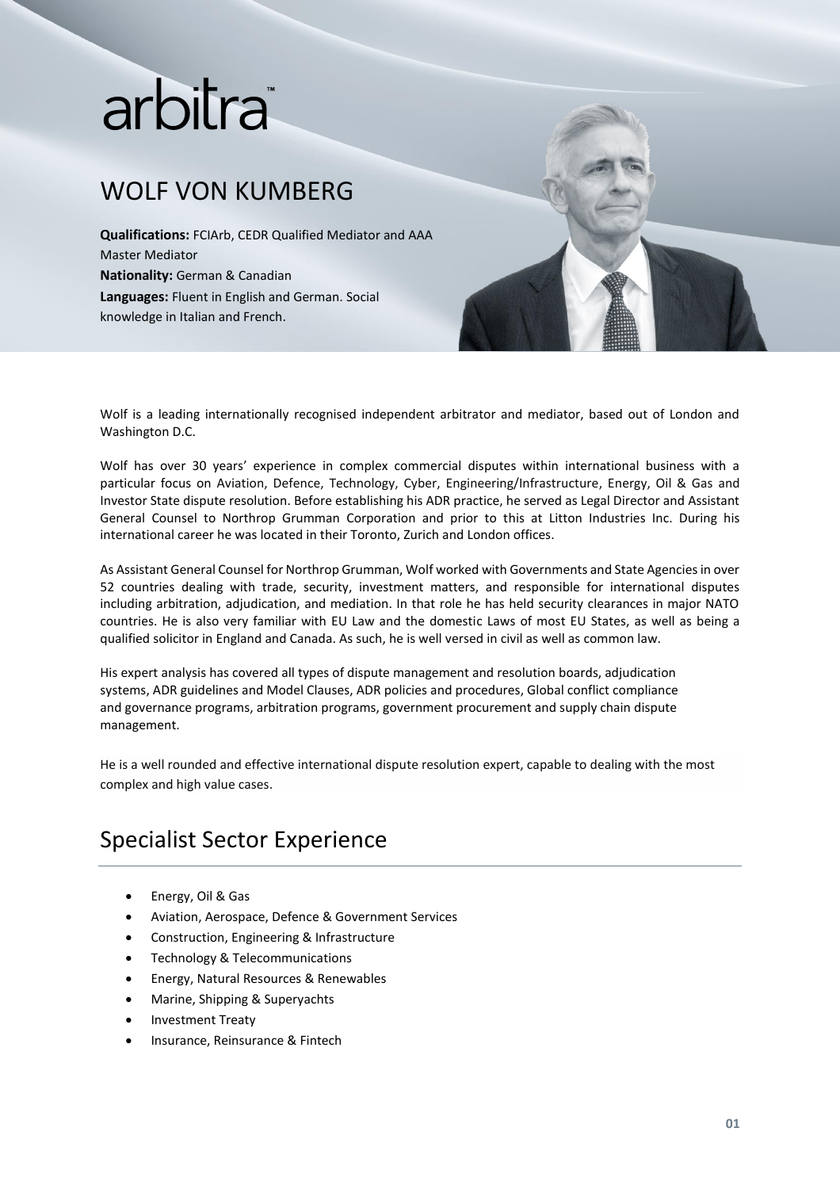arbitra™

# WOLF VON KUMBERG

**Qualifications:** FCIArb, CEDR Qualified Mediator and AAA Master Mediator
**Nationality:** German & Canadian
**Languages:** Fluent in English and German. Social knowledge in Italian and French.

Wolf is a leading internationally recognised independent arbitrator and mediator, based out of London and Washington D.C.

Wolf has over 30 years' experience in complex commercial disputes within international business with a particular focus on Aviation, Defence, Technology, Cyber, Engineering/Infrastructure, Energy, Oil & Gas and Investor State dispute resolution. Before establishing his ADR practice, he served as Legal Director and Assistant General Counsel to Northrop Grumman Corporation and prior to this at Litton Industries Inc. During his international career he was located in their Toronto, Zurich and London offices.

As Assistant General Counsel for Northrop Grumman, Wolf worked with Governments and State Agencies in over 52 countries dealing with trade, security, investment matters, and responsible for international disputes including arbitration, adjudication, and mediation. In that role he has held security clearances in major NATO countries. He is also very familiar with EU Law and the domestic Laws of most EU States, as well as being a qualified solicitor in England and Canada. As such, he is well versed in civil as well as common law.

His expert analysis has covered all types of dispute management and resolution boards, adjudication systems, ADR guidelines and Model Clauses, ADR policies and procedures, Global conflict compliance and governance programs, arbitration programs, government procurement and supply chain dispute management.

He is a well rounded and effective international dispute resolution expert, capable to dealing with the most complex and high value cases.

## Specialist Sector Experience

- Energy, Oil & Gas
- Aviation, Aerospace, Defence & Government Services
- Construction, Engineering & Infrastructure
- Technology & Telecommunications
- Energy, Natural Resources & Renewables
- Marine, Shipping & Superyachts
- Investment Treaty
- Insurance, Reinsurance & Fintech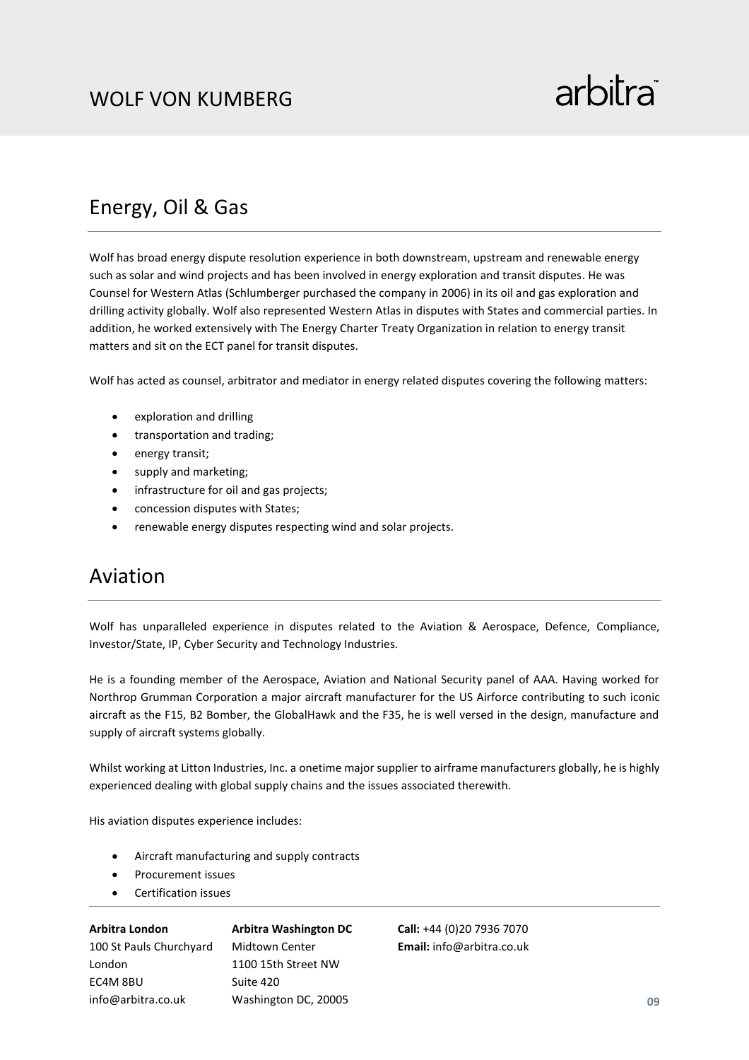## Energy, Oil & Gas

Wolf has broad energy dispute resolution experience in both downstream, upstream and renewable energy such as solar and wind projects and has been involved in energy exploration and transit disputes. He was Counsel for Western Atlas (Schlumberger purchased the company in 2006) in its oil and gas exploration and drilling activity globally. Wolf also represented Western Atlas in disputes with States and commercial parties. In addition, he worked extensively with The Energy Charter Treaty Organization in relation to energy transit matters and sit on the ECT panel for transit disputes.

Wolf has acted as counsel, arbitrator and mediator in energy related disputes covering the following matters:

- exploration and drilling
- transportation and trading;
- energy transit;
- supply and marketing;
- infrastructure for oil and gas projects;
- concession disputes with States;
- renewable energy disputes respecting wind and solar projects.

## Aviation

Wolf has unparalleled experience in disputes related to the Aviation & Aerospace, Defence, Compliance, Investor/State, IP, Cyber Security and Technology Industries.

He is a founding member of the Aerospace, Aviation and National Security panel of AAA. Having worked for Northrop Grumman Corporation a major aircraft manufacturer for the US Airforce contributing to such iconic aircraft as the F15, B2 Bomber, the GlobalHawk and the F35, he is well versed in the design, manufacture and supply of aircraft systems globally.

Whilst working at Litton Industries, Inc. a onetime major supplier to airframe manufacturers globally, he is highly experienced dealing with global supply chains and the issues associated therewith.

His aviation disputes experience includes:

- Aircraft manufacturing and supply contracts
- Procurement issues
- Certification issues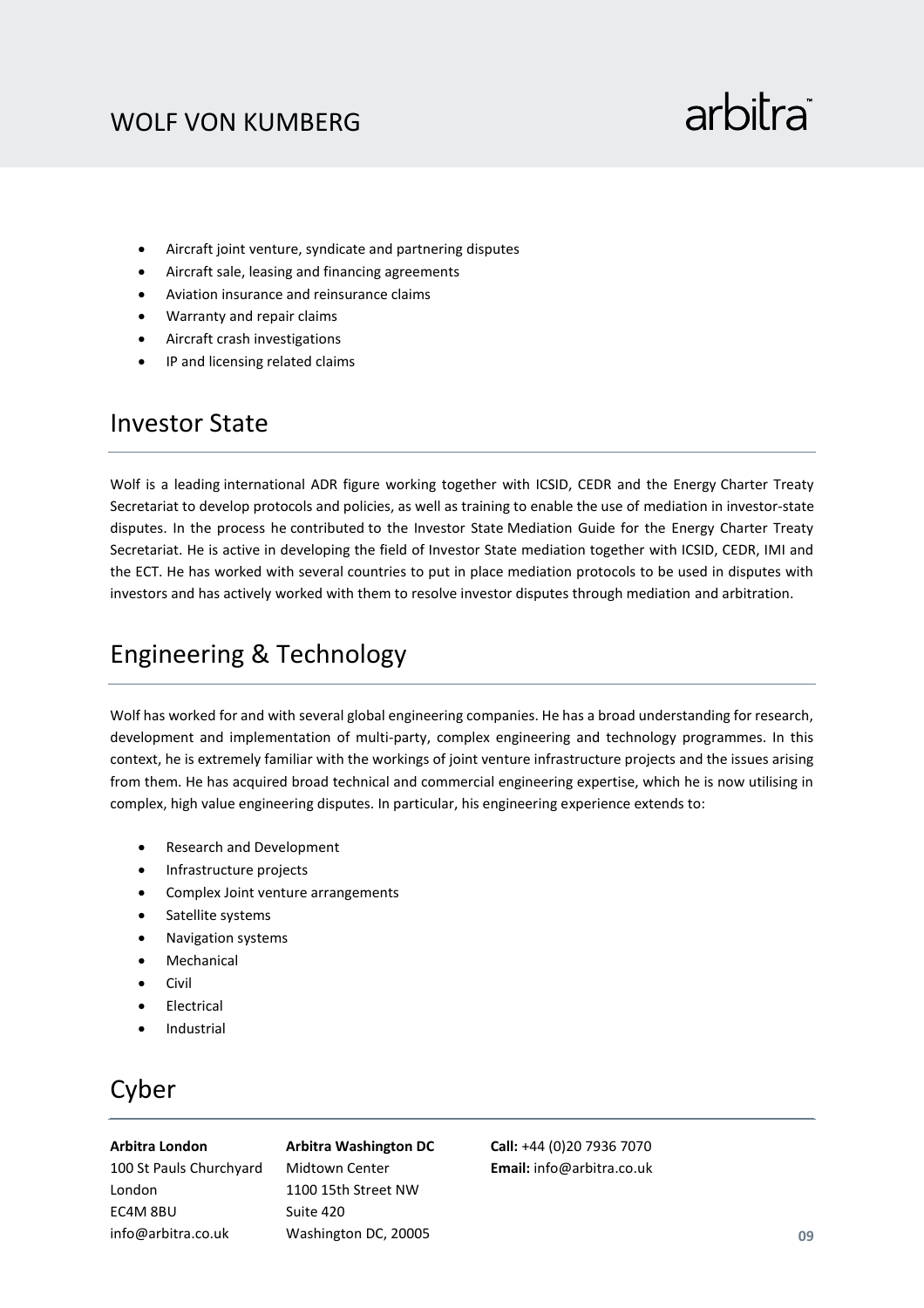- Aircraft joint venture, syndicate and partnering disputes
- Aircraft sale, leasing and financing agreements
- Aviation insurance and reinsurance claims
- Warranty and repair claims
- Aircraft crash investigations
- IP and licensing related claims

## Investor State

Wolf is a leading international ADR figure working together with ICSID, CEDR and the Energy Charter Treaty Secretariat to develop protocols and policies, as well as training to enable the use of mediation in investor-state disputes. In the process he contributed to the Investor State Mediation Guide for the Energy Charter Treaty Secretariat. He is active in developing the field of Investor State mediation together with ICSID, CEDR, IMI and the ECT. He has worked with several countries to put in place mediation protocols to be used in disputes with investors and has actively worked with them to resolve investor disputes through mediation and arbitration.

## Engineering & Technology

Wolf has worked for and with several global engineering companies. He has a broad understanding for research, development and implementation of multi-party, complex engineering and technology programmes. In this context, he is extremely familiar with the workings of joint venture infrastructure projects and the issues arising from them. He has acquired broad technical and commercial engineering expertise, which he is now utilising in complex, high value engineering disputes. In particular, his engineering experience extends to:

- Research and Development
- Infrastructure projects
- Complex Joint venture arrangements
- Satellite systems
- Navigation systems
- Mechanical
- Civil
- Electrical
- Industrial

## Cyber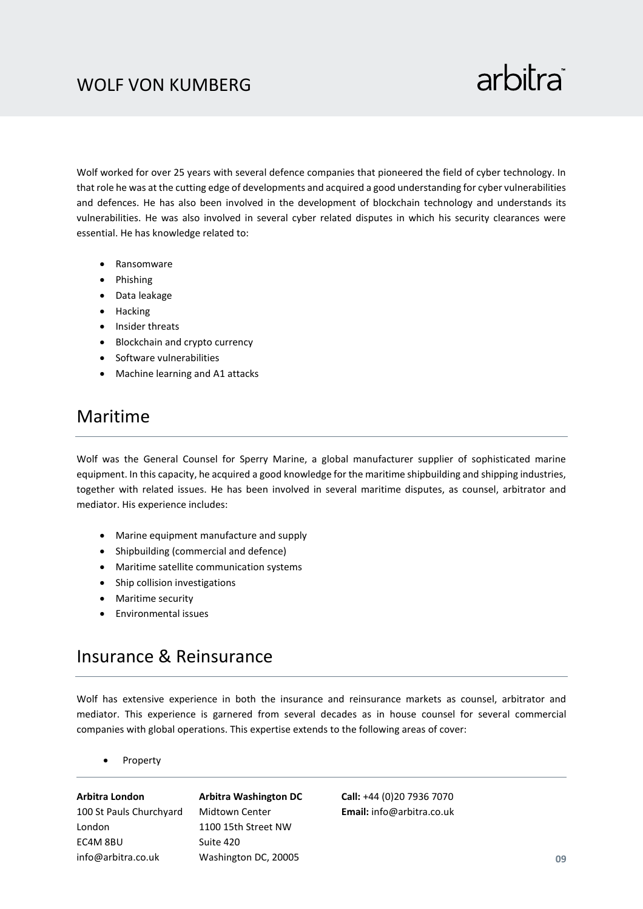Wolf worked for over 25 years with several defence companies that pioneered the field of cyber technology. In that role he was at the cutting edge of developments and acquired a good understanding for cyber vulnerabilities and defences. He has also been involved in the development of blockchain technology and understands its vulnerabilities. He was also involved in several cyber related disputes in which his security clearances were essential. He has knowledge related to:

- Ransomware
- Phishing
- Data leakage
- Hacking
- Insider threats
- Blockchain and crypto currency
- Software vulnerabilities
- Machine learning and A1 attacks

## Maritime

Wolf was the General Counsel for Sperry Marine, a global manufacturer supplier of sophisticated marine equipment. In this capacity, he acquired a good knowledge for the maritime shipbuilding and shipping industries, together with related issues. He has been involved in several maritime disputes, as counsel, arbitrator and mediator. His experience includes:

- Marine equipment manufacture and supply
- Shipbuilding (commercial and defence)
- Maritime satellite communication systems
- Ship collision investigations
- Maritime security
- Environmental issues

## Insurance & Reinsurance

Wolf has extensive experience in both the insurance and reinsurance markets as counsel, arbitrator and mediator. This experience is garnered from several decades as in house counsel for several commercial companies with global operations. This expertise extends to the following areas of cover:

- Property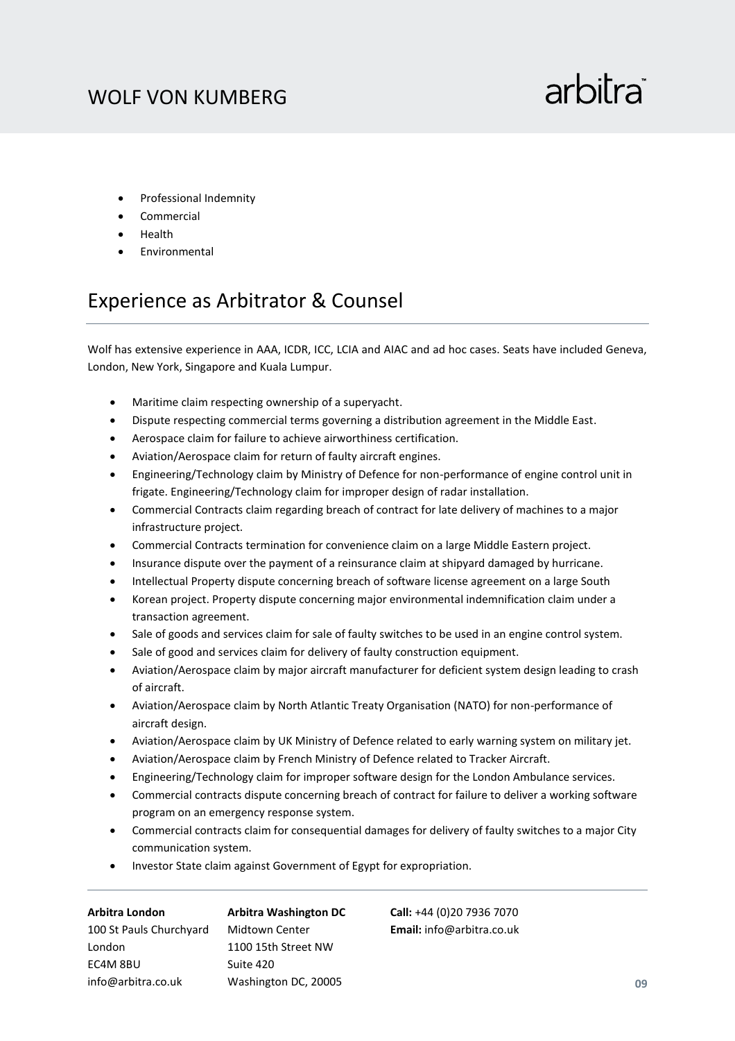- Professional Indemnity
- Commercial
- Health
- Environmental

## Experience as Arbitrator & Counsel

Wolf has extensive experience in AAA, ICDR, ICC, LCIA and AIAC and ad hoc cases. Seats have included Geneva, London, New York, Singapore and Kuala Lumpur.

- Maritime claim respecting ownership of a superyacht.
- Dispute respecting commercial terms governing a distribution agreement in the Middle East.
- Aerospace claim for failure to achieve airworthiness certification.
- Aviation/Aerospace claim for return of faulty aircraft engines.
- Engineering/Technology claim by Ministry of Defence for non-performance of engine control unit in frigate. Engineering/Technology claim for improper design of radar installation.
- Commercial Contracts claim regarding breach of contract for late delivery of machines to a major infrastructure project.
- Commercial Contracts termination for convenience claim on a large Middle Eastern project.
- Insurance dispute over the payment of a reinsurance claim at shipyard damaged by hurricane.
- Intellectual Property dispute concerning breach of software license agreement on a large South
- Korean project. Property dispute concerning major environmental indemnification claim under a transaction agreement.
- Sale of goods and services claim for sale of faulty switches to be used in an engine control system.
- Sale of good and services claim for delivery of faulty construction equipment.
- Aviation/Aerospace claim by major aircraft manufacturer for deficient system design leading to crash of aircraft.
- Aviation/Aerospace claim by North Atlantic Treaty Organisation (NATO) for non-performance of aircraft design.
- Aviation/Aerospace claim by UK Ministry of Defence related to early warning system on military jet.
- Aviation/Aerospace claim by French Ministry of Defence related to Tracker Aircraft.
- Engineering/Technology claim for improper software design for the London Ambulance services.
- Commercial contracts dispute concerning breach of contract for failure to deliver a working software program on an emergency response system.
- Commercial contracts claim for consequential damages for delivery of faulty switches to a major City communication system.
- Investor State claim against Government of Egypt for expropriation.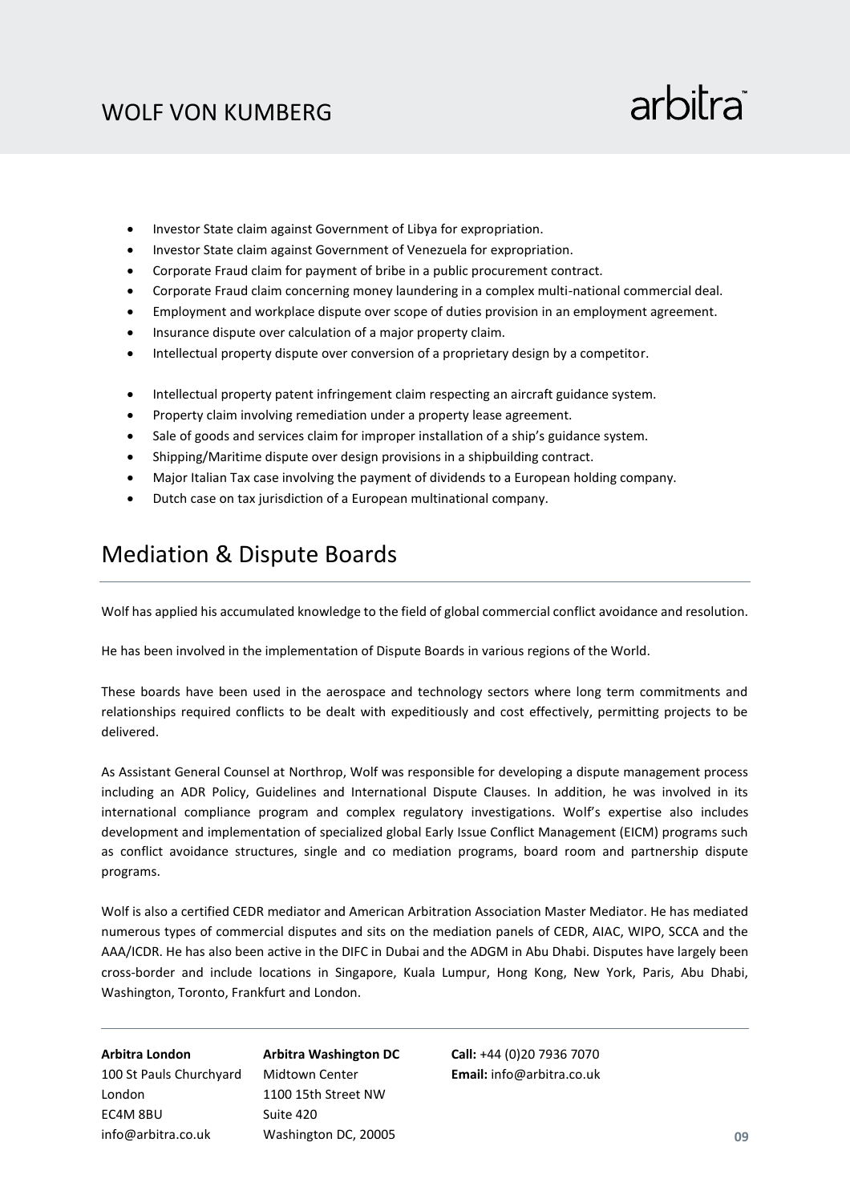- Investor State claim against Government of Libya for expropriation.
- Investor State claim against Government of Venezuela for expropriation.
- Corporate Fraud claim for payment of bribe in a public procurement contract.
- Corporate Fraud claim concerning money laundering in a complex multi-national commercial deal.
- Employment and workplace dispute over scope of duties provision in an employment agreement.
- Insurance dispute over calculation of a major property claim.
- Intellectual property dispute over conversion of a proprietary design by a competitor.
- Intellectual property patent infringement claim respecting an aircraft guidance system.
- Property claim involving remediation under a property lease agreement.
- Sale of goods and services claim for improper installation of a ship's guidance system.
- Shipping/Maritime dispute over design provisions in a shipbuilding contract.
- Major Italian Tax case involving the payment of dividends to a European holding company.
- Dutch case on tax jurisdiction of a European multinational company.

## Mediation & Dispute Boards

Wolf has applied his accumulated knowledge to the field of global commercial conflict avoidance and resolution.

He has been involved in the implementation of Dispute Boards in various regions of the World.

These boards have been used in the aerospace and technology sectors where long term commitments and relationships required conflicts to be dealt with expeditiously and cost effectively, permitting projects to be delivered.

As Assistant General Counsel at Northrop, Wolf was responsible for developing a dispute management process including an ADR Policy, Guidelines and International Dispute Clauses. In addition, he was involved in its international compliance program and complex regulatory investigations. Wolf's expertise also includes development and implementation of specialized global Early Issue Conflict Management (EICM) programs such as conflict avoidance structures, single and co mediation programs, board room and partnership dispute programs.

Wolf is also a certified CEDR mediator and American Arbitration Association Master Mediator. He has mediated numerous types of commercial disputes and sits on the mediation panels of CEDR, AIAC, WIPO, SCCA and the AAA/ICDR. He has also been active in the DIFC in Dubai and the ADGM in Abu Dhabi. Disputes have largely been cross-border and include locations in Singapore, Kuala Lumpur, Hong Kong, New York, Paris, Abu Dhabi, Washington, Toronto, Frankfurt and London.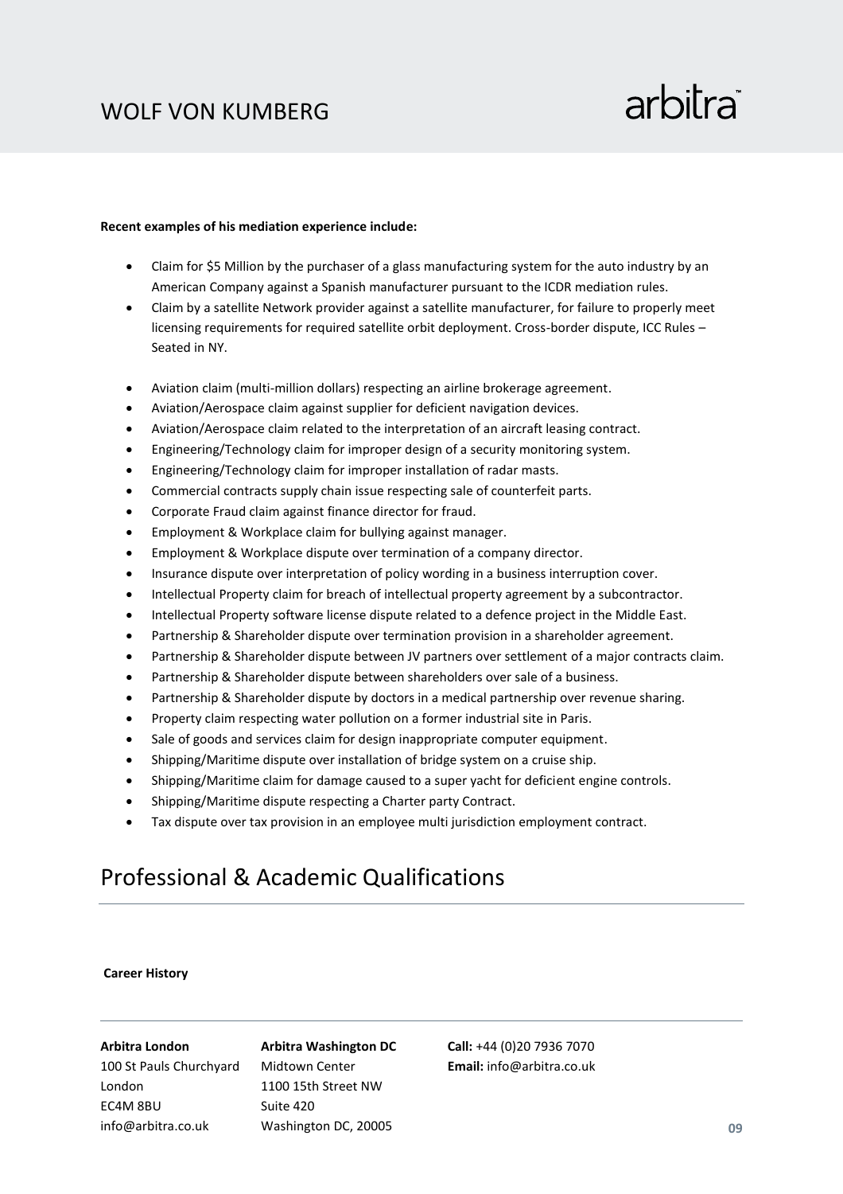**Recent examples of his mediation experience include:**

- Claim for $5 Million by the purchaser of a glass manufacturing system for the auto industry by an American Company against a Spanish manufacturer pursuant to the ICDR mediation rules.
- Claim by a satellite Network provider against a satellite manufacturer, for failure to properly meet licensing requirements for required satellite orbit deployment. Cross-border dispute, ICC Rules – Seated in NY.

- Aviation claim (multi-million dollars) respecting an airline brokerage agreement.
- Aviation/Aerospace claim against supplier for deficient navigation devices.
- Aviation/Aerospace claim related to the interpretation of an aircraft leasing contract.
- Engineering/Technology claim for improper design of a security monitoring system.
- Engineering/Technology claim for improper installation of radar masts.
- Commercial contracts supply chain issue respecting sale of counterfeit parts.
- Corporate Fraud claim against finance director for fraud.
- Employment & Workplace claim for bullying against manager.
- Employment & Workplace dispute over termination of a company director.
- Insurance dispute over interpretation of policy wording in a business interruption cover.
- Intellectual Property claim for breach of intellectual property agreement by a subcontractor.
- Intellectual Property software license dispute related to a defence project in the Middle East.
- Partnership & Shareholder dispute over termination provision in a shareholder agreement.
- Partnership & Shareholder dispute between JV partners over settlement of a major contracts claim.
- Partnership & Shareholder dispute between shareholders over sale of a business.
- Partnership & Shareholder dispute by doctors in a medical partnership over revenue sharing.
- Property claim respecting water pollution on a former industrial site in Paris.
- Sale of goods and services claim for design inappropriate computer equipment.
- Shipping/Maritime dispute over installation of bridge system on a cruise ship.
- Shipping/Maritime claim for damage caused to a super yacht for deficient engine controls.
- Shipping/Maritime dispute respecting a Charter party Contract.
- Tax dispute over tax provision in an employee multi jurisdiction employment contract.

# Professional & Academic Qualifications

**Career History**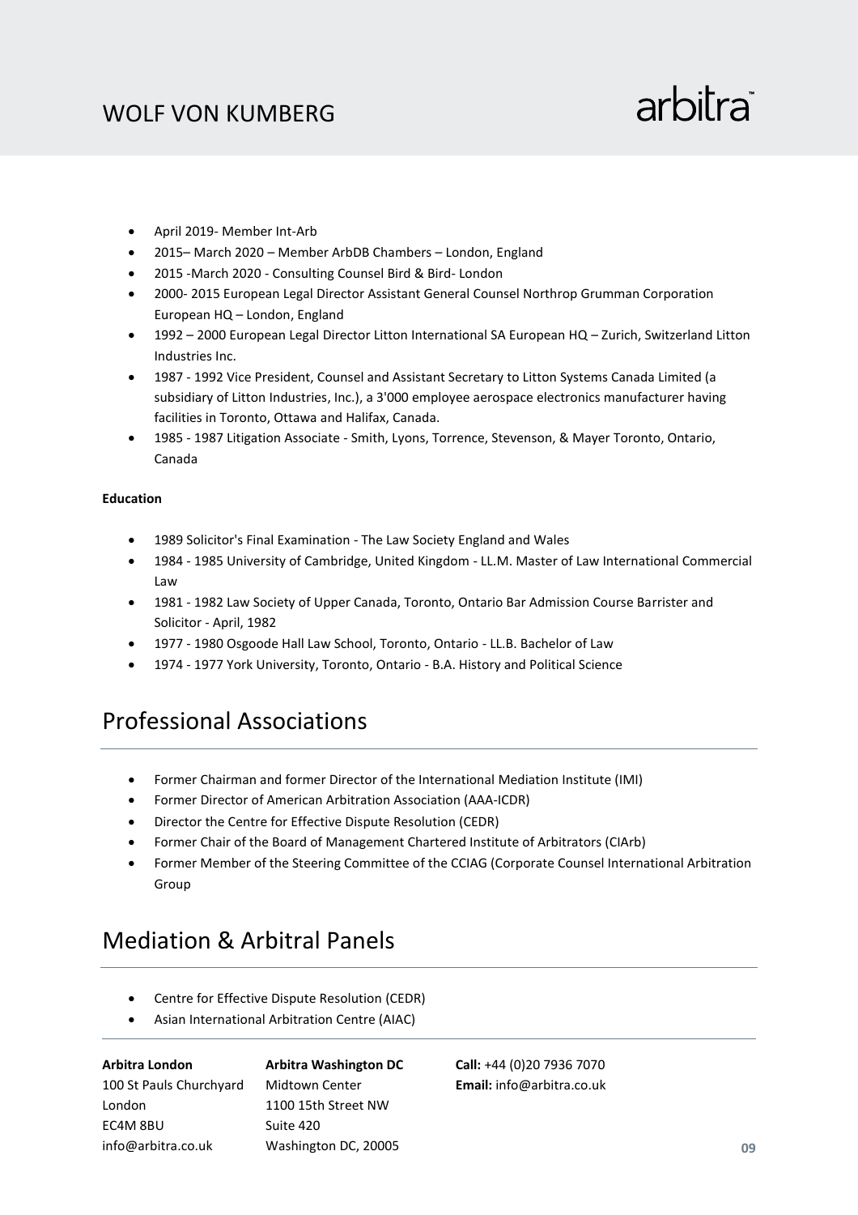- April 2019- Member Int-Arb
- 2015– March 2020 – Member ArbDB Chambers – London, England
- 2015 -March 2020 - Consulting Counsel Bird & Bird- London
- 2000- 2015 European Legal Director Assistant General Counsel Northrop Grumman Corporation European HQ – London, England
- 1992 – 2000 European Legal Director Litton International SA European HQ – Zurich, Switzerland Litton Industries Inc.
- 1987 - 1992 Vice President, Counsel and Assistant Secretary to Litton Systems Canada Limited (a subsidiary of Litton Industries, Inc.), a 3'000 employee aerospace electronics manufacturer having facilities in Toronto, Ottawa and Halifax, Canada.
- 1985 - 1987 Litigation Associate - Smith, Lyons, Torrence, Stevenson, & Mayer Toronto, Ontario, Canada

**Education**

- 1989 Solicitor's Final Examination - The Law Society England and Wales
- 1984 - 1985 University of Cambridge, United Kingdom - LL.M. Master of Law International Commercial Law
- 1981 - 1982 Law Society of Upper Canada, Toronto, Ontario Bar Admission Course Barrister and Solicitor - April, 1982
- 1977 - 1980 Osgoode Hall Law School, Toronto, Ontario - LL.B. Bachelor of Law
- 1974 - 1977 York University, Toronto, Ontario - B.A. History and Political Science

## Professional Associations

- Former Chairman and former Director of the International Mediation Institute (IMI)
- Former Director of American Arbitration Association (AAA-ICDR)
- Director the Centre for Effective Dispute Resolution (CEDR)
- Former Chair of the Board of Management Chartered Institute of Arbitrators (CIArb)
- Former Member of the Steering Committee of the CCIAG (Corporate Counsel International Arbitration Group

## Mediation & Arbitral Panels

- Centre for Effective Dispute Resolution (CEDR)
- Asian International Arbitration Centre (AIAC)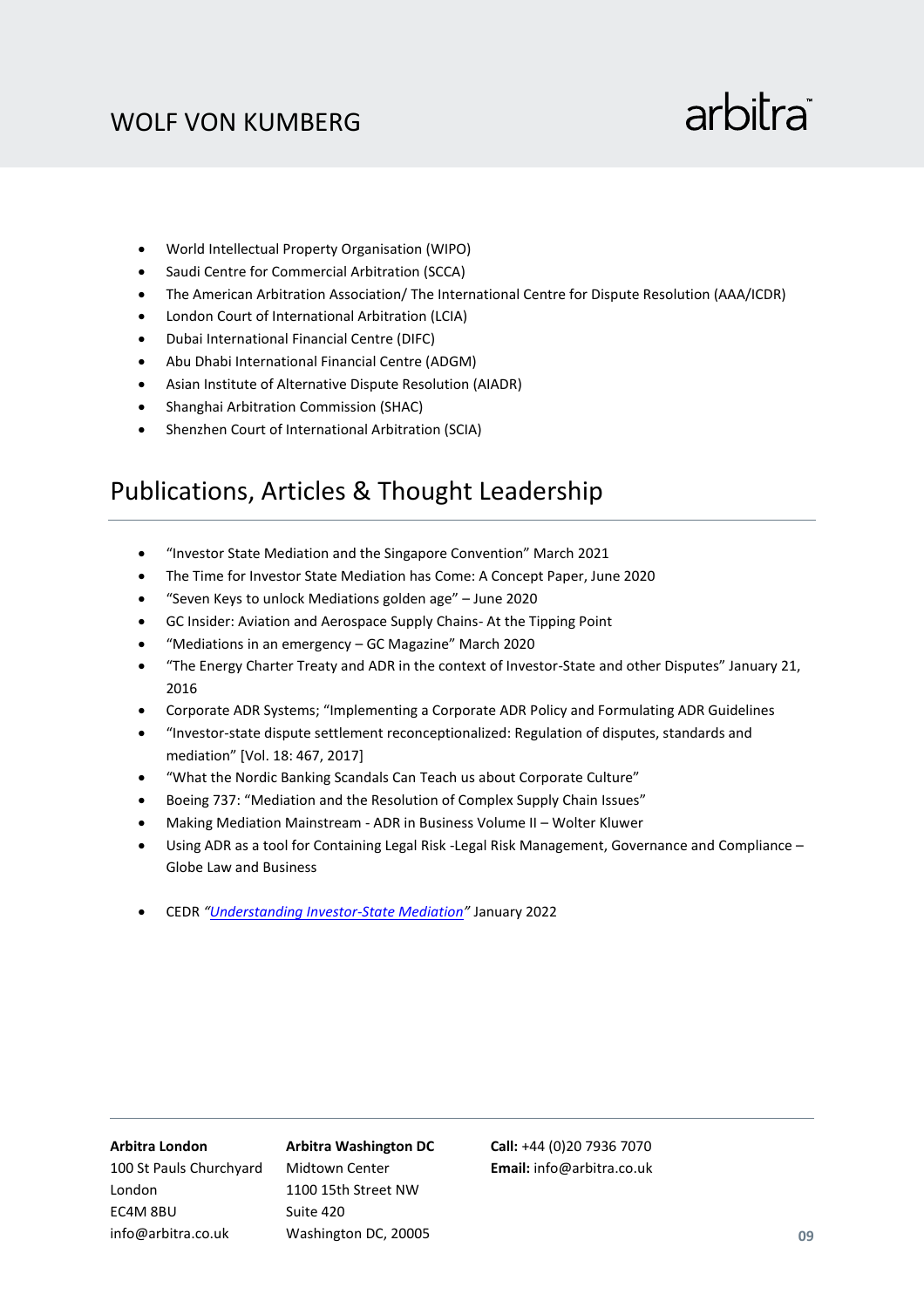- World Intellectual Property Organisation (WIPO)
- Saudi Centre for Commercial Arbitration (SCCA)
- The American Arbitration Association/ The International Centre for Dispute Resolution (AAA/ICDR)
- London Court of International Arbitration (LCIA)
- Dubai International Financial Centre (DIFC)
- Abu Dhabi International Financial Centre (ADGM)
- Asian Institute of Alternative Dispute Resolution (AIADR)
- Shanghai Arbitration Commission (SHAC)
- Shenzhen Court of International Arbitration (SCIA)

## Publications, Articles & Thought Leadership

- "Investor State Mediation and the Singapore Convention" March 2021
- The Time for Investor State Mediation has Come: A Concept Paper, June 2020
- "Seven Keys to unlock Mediations golden age" – June 2020
- GC Insider: Aviation and Aerospace Supply Chains- At the Tipping Point
- "Mediations in an emergency – GC Magazine" March 2020
- "The Energy Charter Treaty and ADR in the context of Investor-State and other Disputes" January 21, 2016
- Corporate ADR Systems; "Implementing a Corporate ADR Policy and Formulating ADR Guidelines
- "Investor-state dispute settlement reconceptionalized: Regulation of disputes, standards and mediation" [Vol. 18: 467, 2017]
- "What the Nordic Banking Scandals Can Teach us about Corporate Culture"
- Boeing 737: "Mediation and the Resolution of Complex Supply Chain Issues"
- Making Mediation Mainstream - ADR in Business Volume II – Wolter Kluwer
- Using ADR as a tool for Containing Legal Risk -Legal Risk Management, Governance and Compliance – Globe Law and Business

- CEDR *"Understanding Investor-State Mediation"* January 2022

**Arbitra London**
100 St Pauls Churchyard
London
EC4M 8BU
info@arbitra.co.uk

**Arbitra Washington DC**
Midtown Center
1100 15th Street NW
Suite 420
Washington DC, 20005

**Call:** +44 (0)20 7936 7070
**Email:** info@arbitra.co.uk